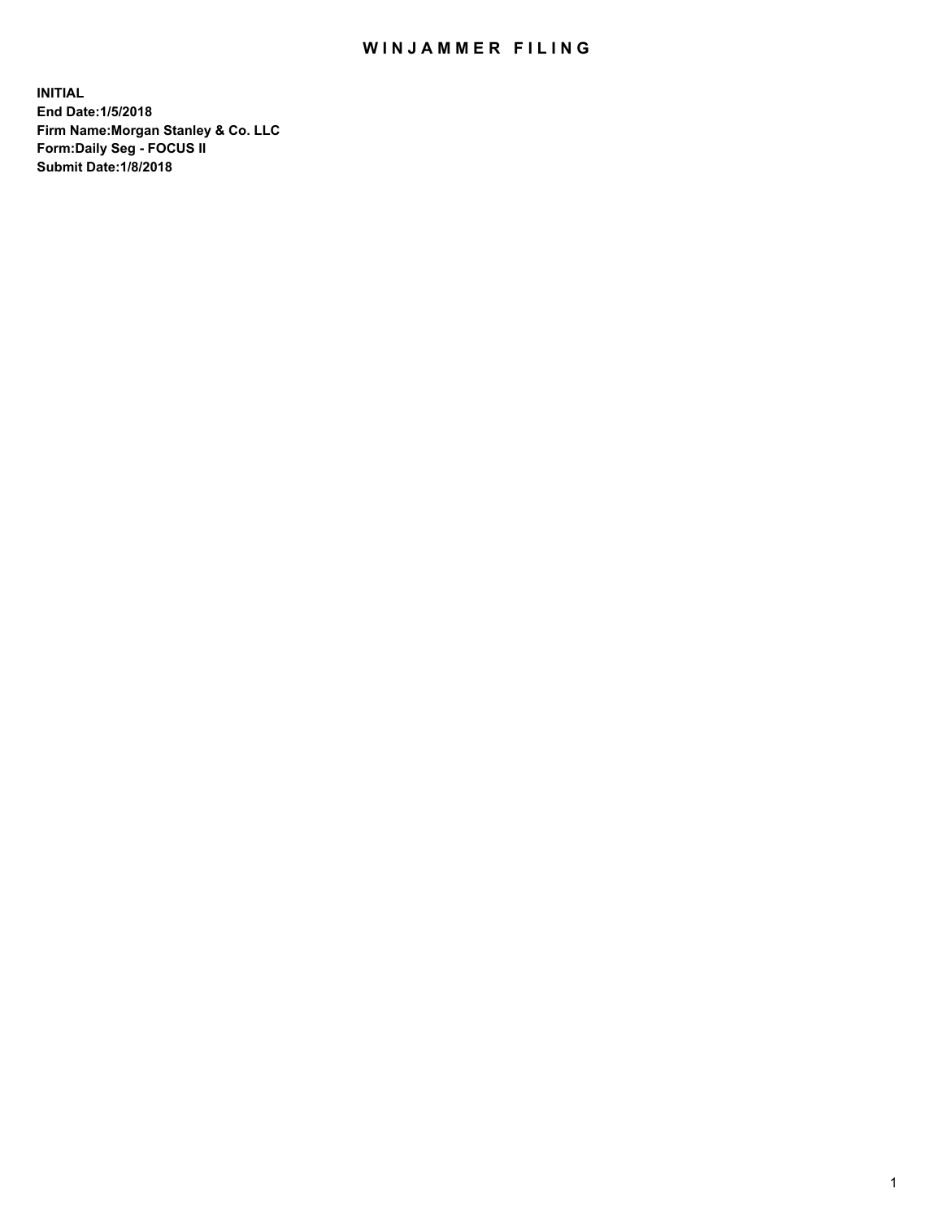# WINJAMMER FILING

**INITIAL**
**End Date:1/5/2018**
**Firm Name:Morgan Stanley & Co. LLC**
**Form:Daily Seg - FOCUS II**
**Submit Date:1/8/2018**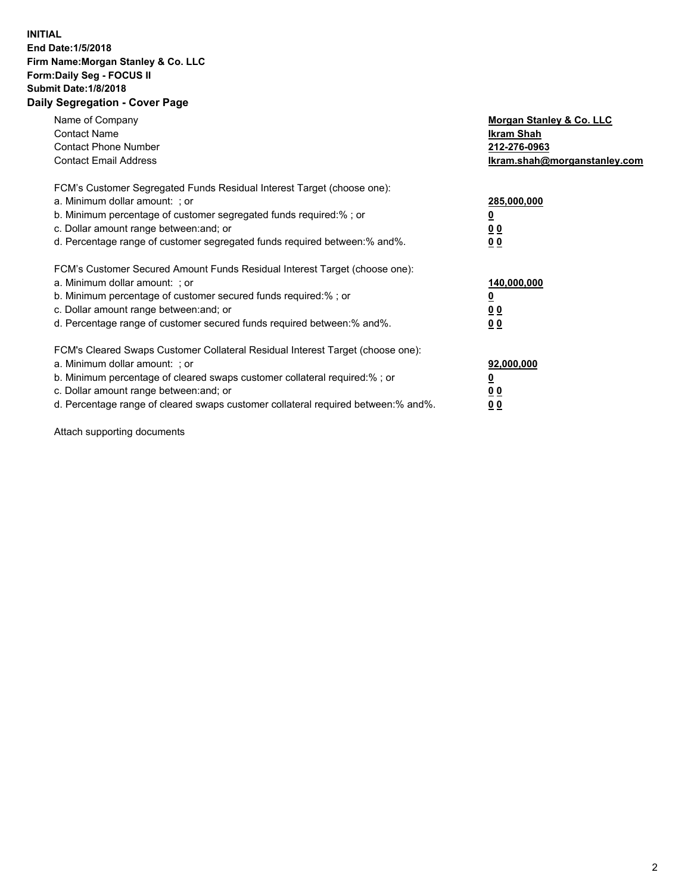**INITIAL**
**End Date:1/5/2018**
**Firm Name:Morgan Stanley & Co. LLC**
**Form:Daily Seg - FOCUS II**
**Submit Date:1/8/2018**

## Daily Segregation - Cover Page

| | |
|---|---|
| Name of Company | **Morgan Stanley & Co. LLC** |
| Contact Name | **Ikram Shah** |
| Contact Phone Number | **212-276-0963** |
| Contact Email Address | **Ikram.shah@morganstanley.com** |

FCM's Customer Segregated Funds Residual Interest Target (choose one):

| | |
|---|---|
| a. Minimum dollar amount: ; or | **285,000,000** |
| b. Minimum percentage of customer segregated funds required:% ; or | **0** |
| c. Dollar amount range between:and; or | **0 0** |
| d. Percentage range of customer segregated funds required between:% and%. | **0 0** |

FCM's Customer Secured Amount Funds Residual Interest Target (choose one):

| | |
|---|---|
| a. Minimum dollar amount: ; or | **140,000,000** |
| b. Minimum percentage of customer secured funds required:% ; or | **0** |
| c. Dollar amount range between:and; or | **0 0** |
| d. Percentage range of customer secured funds required between:% and%. | **0 0** |

FCM's Cleared Swaps Customer Collateral Residual Interest Target (choose one):

| | |
|---|---|
| a. Minimum dollar amount: ; or | **92,000,000** |
| b. Minimum percentage of cleared swaps customer collateral required:% ; or | **0** |
| c. Dollar amount range between:and; or | **0 0** |
| d. Percentage range of cleared swaps customer collateral required between:% and%. | **0 0** |

Attach supporting documents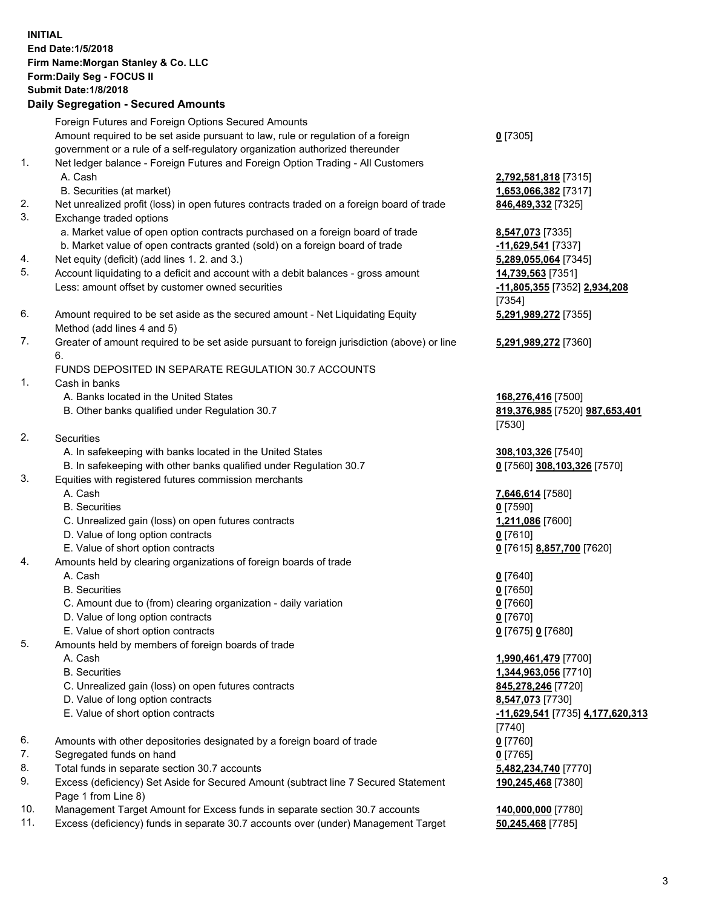**INITIAL**
**End Date:1/5/2018**
**Firm Name:Morgan Stanley & Co. LLC**
**Form:Daily Seg - FOCUS II**
**Submit Date:1/8/2018**

## Daily Segregation - Secured Amounts

| | | |
|---|---|---|
| | Foreign Futures and Foreign Options Secured Amounts | |
| | Amount required to be set aside pursuant to law, rule or regulation of a foreign government or a rule of a self-regulatory organization authorized thereunder | **0** [7305] |
| 1. | Net ledger balance - Foreign Futures and Foreign Option Trading - All Customers | |
| | A. Cash | **2,792,581,818** [7315] |
| | B. Securities (at market) | **1,653,066,382** [7317] |
| 2. | Net unrealized profit (loss) in open futures contracts traded on a foreign board of trade | **846,489,332** [7325] |
| 3. | Exchange traded options | |
| | a. Market value of open option contracts purchased on a foreign board of trade | **8,547,073** [7335] |
| | b. Market value of open contracts granted (sold) on a foreign board of trade | **-11,629,541** [7337] |
| 4. | Net equity (deficit) (add lines 1. 2. and 3.) | **5,289,055,064** [7345] |
| 5. | Account liquidating to a deficit and account with a debit balances - gross amount | **14,739,563** [7351] |
| | Less: amount offset by customer owned securities | **-11,805,355** [7352] **2,934,208** [7354] |
| 6. | Amount required to be set aside as the secured amount - Net Liquidating Equity Method (add lines 4 and 5) | **5,291,989,272** [7355] |
| 7. | Greater of amount required to be set aside pursuant to foreign jurisdiction (above) or line 6. | **5,291,989,272** [7360] |
| | FUNDS DEPOSITED IN SEPARATE REGULATION 30.7 ACCOUNTS | |
| 1. | Cash in banks | |
| | A. Banks located in the United States | **168,276,416** [7500] |
| | B. Other banks qualified under Regulation 30.7 | **819,376,985** [7520] **987,653,401** [7530] |
| 2. | Securities | |
| | A. In safekeeping with banks located in the United States | **308,103,326** [7540] |
| | B. In safekeeping with other banks qualified under Regulation 30.7 | **0** [7560] **308,103,326** [7570] |
| 3. | Equities with registered futures commission merchants | |
| | A. Cash | **7,646,614** [7580] |
| | B. Securities | **0** [7590] |
| | C. Unrealized gain (loss) on open futures contracts | **1,211,086** [7600] |
| | D. Value of long option contracts | **0** [7610] |
| | E. Value of short option contracts | **0** [7615] **8,857,700** [7620] |
| 4. | Amounts held by clearing organizations of foreign boards of trade | |
| | A. Cash | **0** [7640] |
| | B. Securities | **0** [7650] |
| | C. Amount due to (from) clearing organization - daily variation | **0** [7660] |
| | D. Value of long option contracts | **0** [7670] |
| | E. Value of short option contracts | **0** [7675] **0** [7680] |
| 5. | Amounts held by members of foreign boards of trade | |
| | A. Cash | **1,990,461,479** [7700] |
| | B. Securities | **1,344,963,056** [7710] |
| | C. Unrealized gain (loss) on open futures contracts | **845,278,246** [7720] |
| | D. Value of long option contracts | **8,547,073** [7730] |
| | E. Value of short option contracts | **-11,629,541** [7735] **4,177,620,313** [7740] |
| 6. | Amounts with other depositories designated by a foreign board of trade | **0** [7760] |
| 7. | Segregated funds on hand | **0** [7765] |
| 8. | Total funds in separate section 30.7 accounts | **5,482,234,740** [7770] |
| 9. | Excess (deficiency) Set Aside for Secured Amount (subtract line 7 Secured Statement Page 1 from Line 8) | **190,245,468** [7380] |
| 10. | Management Target Amount for Excess funds in separate section 30.7 accounts | **140,000,000** [7780] |
| 11. | Excess (deficiency) funds in separate 30.7 accounts over (under) Management Target | **50,245,468** [7785] |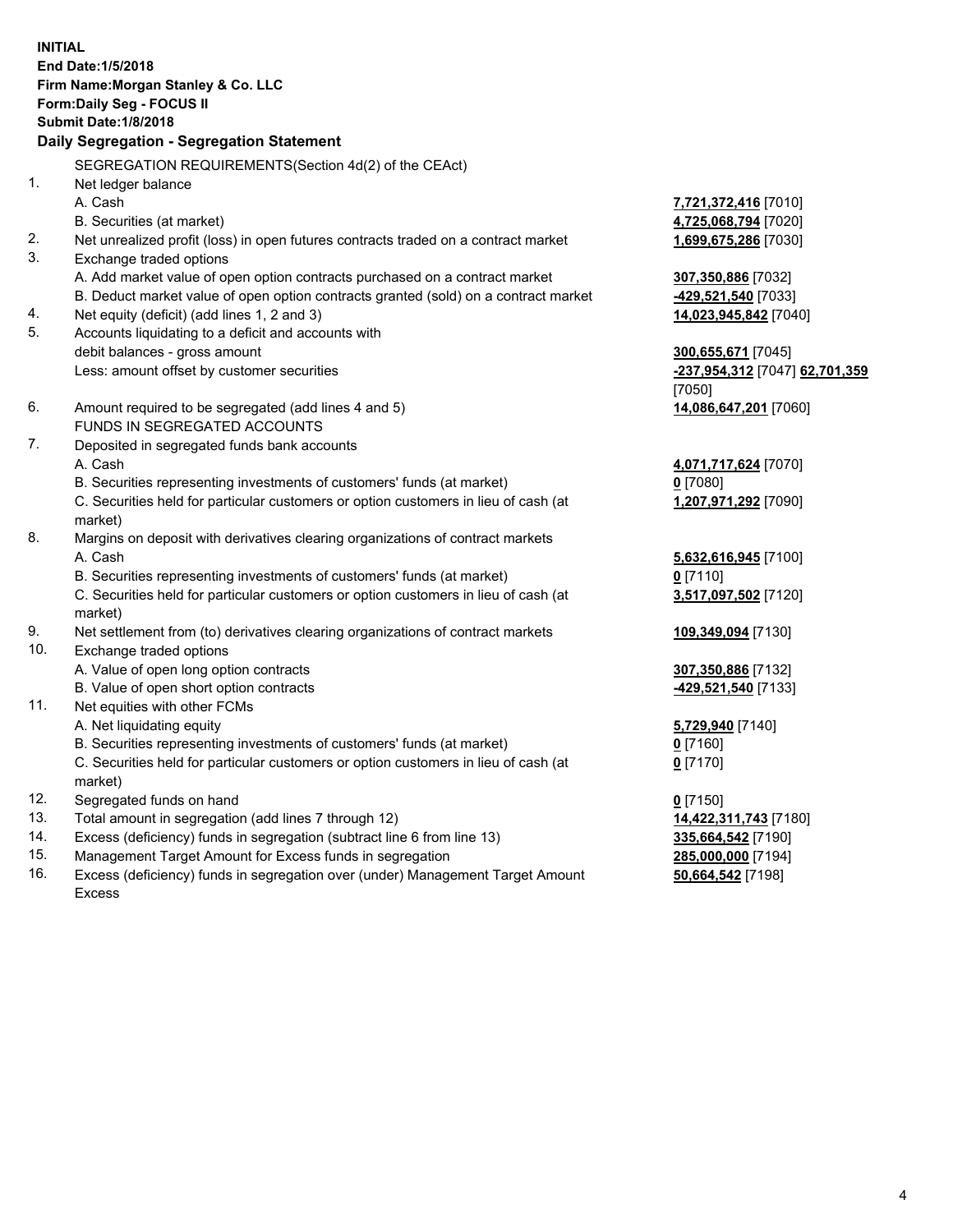**INITIAL**
**End Date:1/5/2018**
**Firm Name:Morgan Stanley & Co. LLC**
**Form:Daily Seg - FOCUS II**
**Submit Date:1/8/2018**

## Daily Segregation - Segregation Statement

SEGREGATION REQUIREMENTS(Section 4d(2) of the CEAct)

1. Net ledger balance
   A. Cash **7,721,372,416** [7010]
   B. Securities (at market) **4,725,068,794** [7020]
2. Net unrealized profit (loss) in open futures contracts traded on a contract market **1,699,675,286** [7030]
3. Exchange traded options
   A. Add market value of open option contracts purchased on a contract market **307,350,886** [7032]
   B. Deduct market value of open option contracts granted (sold) on a contract market **-429,521,540** [7033]
4. Net equity (deficit) (add lines 1, 2 and 3) **14,023,945,842** [7040]
5. Accounts liquidating to a deficit and accounts with debit balances - gross amount **300,655,671** [7045]
   Less: amount offset by customer securities **-237,954,312** [7047] **62,701,359** [7050]
6. Amount required to be segregated (add lines 4 and 5) **14,086,647,201** [7060]

FUNDS IN SEGREGATED ACCOUNTS

7. Deposited in segregated funds bank accounts
   A. Cash **4,071,717,624** [7070]
   B. Securities representing investments of customers' funds (at market) **0** [7080]
   C. Securities held for particular customers or option customers in lieu of cash (at market) **1,207,971,292** [7090]
8. Margins on deposit with derivatives clearing organizations of contract markets
   A. Cash **5,632,616,945** [7100]
   B. Securities representing investments of customers' funds (at market) **0** [7110]
   C. Securities held for particular customers or option customers in lieu of cash (at market) **3,517,097,502** [7120]
9. Net settlement from (to) derivatives clearing organizations of contract markets **109,349,094** [7130]
10. Exchange traded options
    A. Value of open long option contracts **307,350,886** [7132]
    B. Value of open short option contracts **-429,521,540** [7133]
11. Net equities with other FCMs
    A. Net liquidating equity **5,729,940** [7140]
    B. Securities representing investments of customers' funds (at market) **0** [7160]
    C. Securities held for particular customers or option customers in lieu of cash (at market) **0** [7170]
12. Segregated funds on hand **0** [7150]
13. Total amount in segregation (add lines 7 through 12) **14,422,311,743** [7180]
14. Excess (deficiency) funds in segregation (subtract line 6 from line 13) **335,664,542** [7190]
15. Management Target Amount for Excess funds in segregation **285,000,000** [7194]
16. Excess (deficiency) funds in segregation over (under) Management Target Amount Excess **50,664,542** [7198]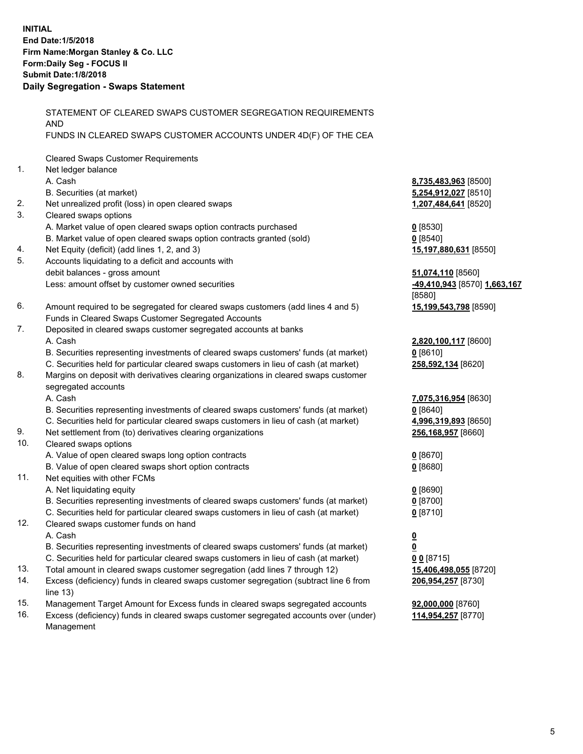**INITIAL**
**End Date:1/5/2018**
**Firm Name:Morgan Stanley & Co. LLC**
**Form:Daily Seg - FOCUS II**
**Submit Date:1/8/2018**
**Daily Segregation - Swaps Statement**

STATEMENT OF CLEARED SWAPS CUSTOMER SEGREGATION REQUIREMENTS AND FUNDS IN CLEARED SWAPS CUSTOMER ACCOUNTS UNDER 4D(F) OF THE CEA

| | | |
|---|---|---|
| | Cleared Swaps Customer Requirements | |
| 1. | Net ledger balance | |
| | A. Cash | **8,735,483,963** [8500] |
| | B. Securities (at market) | **5,254,912,027** [8510] |
| 2. | Net unrealized profit (loss) in open cleared swaps | **1,207,484,641** [8520] |
| 3. | Cleared swaps options | |
| | A. Market value of open cleared swaps option contracts purchased | **0** [8530] |
| | B. Market value of open cleared swaps option contracts granted (sold) | **0** [8540] |
| 4. | Net Equity (deficit) (add lines 1, 2, and 3) | **15,197,880,631** [8550] |
| 5. | Accounts liquidating to a deficit and accounts with debit balances - gross amount | **51,074,110** [8560] |
| | Less: amount offset by customer owned securities | **-49,410,943** [8570] **1,663,167** [8580] |
| 6. | Amount required to be segregated for cleared swaps customers (add lines 4 and 5) | **15,199,543,798** [8590] |
| | Funds in Cleared Swaps Customer Segregated Accounts | |
| 7. | Deposited in cleared swaps customer segregated accounts at banks | |
| | A. Cash | **2,820,100,117** [8600] |
| | B. Securities representing investments of cleared swaps customers' funds (at market) | **0** [8610] |
| | C. Securities held for particular cleared swaps customers in lieu of cash (at market) | **258,592,134** [8620] |
| 8. | Margins on deposit with derivatives clearing organizations in cleared swaps customer segregated accounts | |
| | A. Cash | **7,075,316,954** [8630] |
| | B. Securities representing investments of cleared swaps customers' funds (at market) | **0** [8640] |
| | C. Securities held for particular cleared swaps customers in lieu of cash (at market) | **4,996,319,893** [8650] |
| 9. | Net settlement from (to) derivatives clearing organizations | **256,168,957** [8660] |
| 10. | Cleared swaps options | |
| | A. Value of open cleared swaps long option contracts | **0** [8670] |
| | B. Value of open cleared swaps short option contracts | **0** [8680] |
| 11. | Net equities with other FCMs | |
| | A. Net liquidating equity | **0** [8690] |
| | B. Securities representing investments of cleared swaps customers' funds (at market) | **0** [8700] |
| | C. Securities held for particular cleared swaps customers in lieu of cash (at market) | **0** [8710] |
| 12. | Cleared swaps customer funds on hand | |
| | A. Cash | **0** |
| | B. Securities representing investments of cleared swaps customers' funds (at market) | **0** |
| | C. Securities held for particular cleared swaps customers in lieu of cash (at market) | **0** **0** [8715] |
| 13. | Total amount in cleared swaps customer segregation (add lines 7 through 12) | **15,406,498,055** [8720] |
| 14. | Excess (deficiency) funds in cleared swaps customer segregation (subtract line 6 from line 13) | **206,954,257** [8730] |
| 15. | Management Target Amount for Excess funds in cleared swaps segregated accounts | **92,000,000** [8760] |
| 16. | Excess (deficiency) funds in cleared swaps customer segregated accounts over (under) Management | **114,954,257** [8770] |